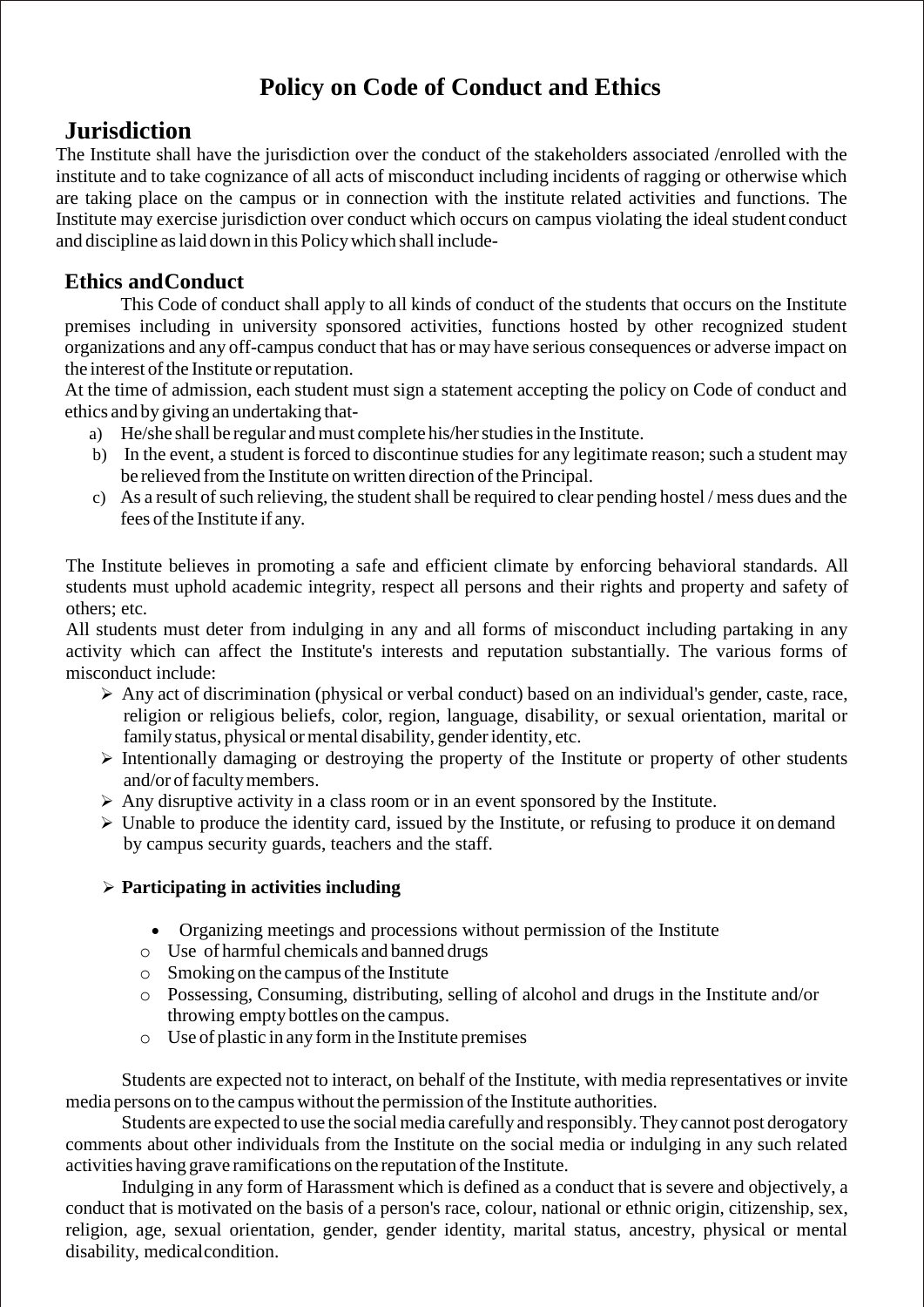# Policy on Code of Conduct and Ethics

## Jurisdiction

The Institute shall have the jurisdiction over the conduct of the stakeholders associated /enrolled with the institute and to take cognizance of all acts of misconduct including incidents of ragging or otherwise which are taking place on the campus or in connection with the institute related activities and functions. The Institute may exercise jurisdiction over conduct which occurs on campus violating the ideal student conduct and discipline as laid down in this Policy which shall include-

### Ethics and Conduct

This Code of conduct shall apply to all kinds of conduct of the students that occurs on the Institute premises including in university sponsored activities, functions hosted by other recognized student organizations and any off-campus conduct that has or may have serious consequences or adverse impact on the interest of the Institute or reputation.

At the time of admission, each student must sign a statement accepting the policy on Code of conduct and ethics and by giving an undertaking that-

a) He/she shall be regular and must complete his/her studies in the Institute.
b) In the event, a student is forced to discontinue studies for any legitimate reason; such a student may be relieved from the Institute on written direction of the Principal.
c) As a result of such relieving, the student shall be required to clear pending hostel / mess dues and the fees of the Institute if any.

The Institute believes in promoting a safe and efficient climate by enforcing behavioral standards. All students must uphold academic integrity, respect all persons and their rights and property and safety of others; etc.

All students must deter from indulging in any and all forms of misconduct including partaking in any activity which can affect the Institute's interests and reputation substantially. The various forms of misconduct include:

- Any act of discrimination (physical or verbal conduct) based on an individual's gender, caste, race, religion or religious beliefs, color, region, language, disability, or sexual orientation, marital or family status, physical or mental disability, gender identity, etc.
- Intentionally damaging or destroying the property of the Institute or property of other students and/or of faculty members.
- Any disruptive activity in a class room or in an event sponsored by the Institute.
- Unable to produce the identity card, issued by the Institute, or refusing to produce it on demand by campus security guards, teachers and the staff.
- **Participating in activities including**
  - Organizing meetings and processions without permission of the Institute
  - Use of harmful chemicals and banned drugs
  - Smoking on the campus of the Institute
  - Possessing, Consuming, distributing, selling of alcohol and drugs in the Institute and/or throwing empty bottles on the campus.
  - Use of plastic in any form in the Institute premises

Students are expected not to interact, on behalf of the Institute, with media representatives or invite media persons on to the campus without the permission of the Institute authorities.

Students are expected to use the social media carefully and responsibly. They cannot post derogatory comments about other individuals from the Institute on the social media or indulging in any such related activities having grave ramifications on the reputation of the Institute.

Indulging in any form of Harassment which is defined as a conduct that is severe and objectively, a conduct that is motivated on the basis of a person's race, colour, national or ethnic origin, citizenship, sex, religion, age, sexual orientation, gender, gender identity, marital status, ancestry, physical or mental disability, medical condition.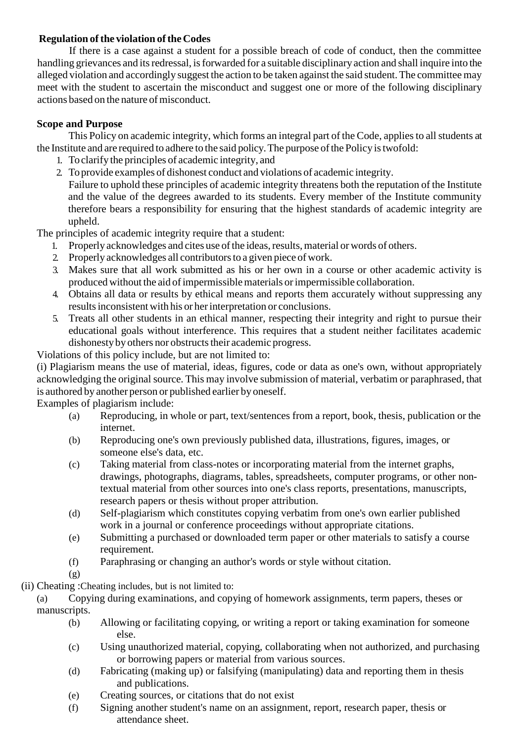**Regulation of the violation of the Codes**

If there is a case against a student for a possible breach of code of conduct, then the committee handling grievances and its redressal, is forwarded for a suitable disciplinary action and shall inquire into the alleged violation and accordingly suggest the action to be taken against the said student. The committee may meet with the student to ascertain the misconduct and suggest one or more of the following disciplinary actions based on the nature of misconduct.

**Scope and Purpose**

This Policy on academic integrity, which forms an integral part of the Code, applies to all students at the Institute and are required to adhere to the said policy. The purpose of the Policy is twofold:

1. To clarify the principles of academic integrity, and
2. To provide examples of dishonest conduct and violations of academic integrity.

   Failure to uphold these principles of academic integrity threatens both the reputation of the Institute and the value of the degrees awarded to its students. Every member of the Institute community therefore bears a responsibility for ensuring that the highest standards of academic integrity are upheld.

The principles of academic integrity require that a student:

1. Properly acknowledges and cites use of the ideas, results, material or words of others.
2. Properly acknowledges all contributors to a given piece of work.
3. Makes sure that all work submitted as his or her own in a course or other academic activity is produced without the aid of impermissible materials or impermissible collaboration.
4. Obtains all data or results by ethical means and reports them accurately without suppressing any results inconsistent with his or her interpretation or conclusions.
5. Treats all other students in an ethical manner, respecting their integrity and right to pursue their educational goals without interference. This requires that a student neither facilitates academic dishonesty by others nor obstructs their academic progress.

Violations of this policy include, but are not limited to:

(i) Plagiarism means the use of material, ideas, figures, code or data as one's own, without appropriately acknowledging the original source. This may involve submission of material, verbatim or paraphrased, that is authored by another person or published earlier by oneself.

Examples of plagiarism include:

- (a) Reproducing, in whole or part, text/sentences from a report, book, thesis, publication or the internet.
- (b) Reproducing one's own previously published data, illustrations, figures, images, or someone else's data, etc.
- (c) Taking material from class-notes or incorporating material from the internet graphs, drawings, photographs, diagrams, tables, spreadsheets, computer programs, or other non-textual material from other sources into one's class reports, presentations, manuscripts, research papers or thesis without proper attribution.
- (d) Self-plagiarism which constitutes copying verbatim from one's own earlier published work in a journal or conference proceedings without appropriate citations.
- (e) Submitting a purchased or downloaded term paper or other materials to satisfy a course requirement.
- (f) Paraphrasing or changing an author's words or style without citation.
- (g)

(ii) Cheating : Cheating includes, but is not limited to:

- (a) Copying during examinations, and copying of homework assignments, term papers, theses or manuscripts.
- (b) Allowing or facilitating copying, or writing a report or taking examination for someone else.
- (c) Using unauthorized material, copying, collaborating when not authorized, and purchasing or borrowing papers or material from various sources.
- (d) Fabricating (making up) or falsifying (manipulating) data and reporting them in thesis and publications.
- (e) Creating sources, or citations that do not exist
- (f) Signing another student's name on an assignment, report, research paper, thesis or attendance sheet.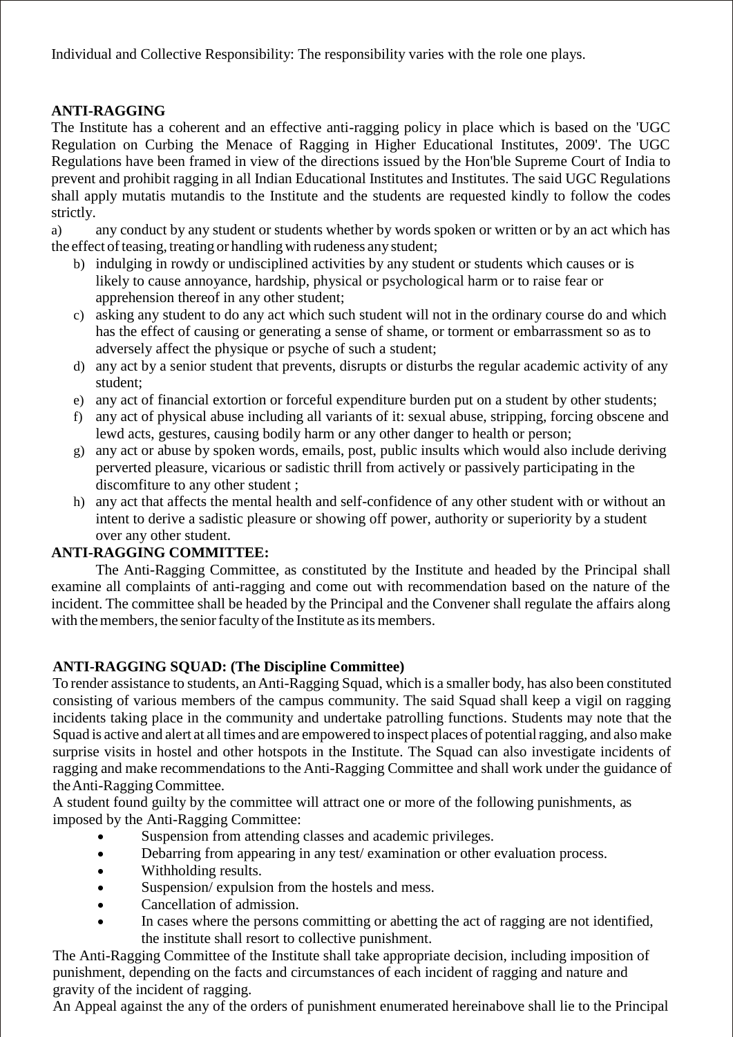Individual and Collective Responsibility: The responsibility varies with the role one plays.

## ANTI-RAGGING

The Institute has a coherent and an effective anti-ragging policy in place which is based on the 'UGC Regulation on Curbing the Menace of Ragging in Higher Educational Institutes, 2009'. The UGC Regulations have been framed in view of the directions issued by the Hon'ble Supreme Court of India to prevent and prohibit ragging in all Indian Educational Institutes and Institutes. The said UGC Regulations shall apply mutatis mutandis to the Institute and the students are requested kindly to follow the codes strictly.

a) any conduct by any student or students whether by words spoken or written or by an act which has the effect of teasing, treating or handling with rudeness any student;

b) indulging in rowdy or undisciplined activities by any student or students which causes or is likely to cause annoyance, hardship, physical or psychological harm or to raise fear or apprehension thereof in any other student;

c) asking any student to do any act which such student will not in the ordinary course do and which has the effect of causing or generating a sense of shame, or torment or embarrassment so as to adversely affect the physique or psyche of such a student;

d) any act by a senior student that prevents, disrupts or disturbs the regular academic activity of any student;

e) any act of financial extortion or forceful expenditure burden put on a student by other students;

f) any act of physical abuse including all variants of it: sexual abuse, stripping, forcing obscene and lewd acts, gestures, causing bodily harm or any other danger to health or person;

g) any act or abuse by spoken words, emails, post, public insults which would also include deriving perverted pleasure, vicarious or sadistic thrill from actively or passively participating in the discomfiture to any other student ;

h) any act that affects the mental health and self-confidence of any other student with or without an intent to derive a sadistic pleasure or showing off power, authority or superiority by a student over any other student.

## ANTI-RAGGING COMMITTEE:

The Anti-Ragging Committee, as constituted by the Institute and headed by the Principal shall examine all complaints of anti-ragging and come out with recommendation based on the nature of the incident. The committee shall be headed by the Principal and the Convener shall regulate the affairs along with the members, the senior faculty of the Institute as its members.

## ANTI-RAGGING SQUAD: (The Discipline Committee)

To render assistance to students, an Anti-Ragging Squad, which is a smaller body, has also been constituted consisting of various members of the campus community. The said Squad shall keep a vigil on ragging incidents taking place in the community and undertake patrolling functions. Students may note that the Squad is active and alert at all times and are empowered to inspect places of potential ragging, and also make surprise visits in hostel and other hotspots in the Institute. The Squad can also investigate incidents of ragging and make recommendations to the Anti-Ragging Committee and shall work under the guidance of the Anti-Ragging Committee.

A student found guilty by the committee will attract one or more of the following punishments, as imposed by the Anti-Ragging Committee:

- Suspension from attending classes and academic privileges.
- Debarring from appearing in any test/ examination or other evaluation process.
- Withholding results.
- Suspension/ expulsion from the hostels and mess.
- Cancellation of admission.
- In cases where the persons committing or abetting the act of ragging are not identified, the institute shall resort to collective punishment.

The Anti-Ragging Committee of the Institute shall take appropriate decision, including imposition of punishment, depending on the facts and circumstances of each incident of ragging and nature and gravity of the incident of ragging.

An Appeal against the any of the orders of punishment enumerated hereinabove shall lie to the Principal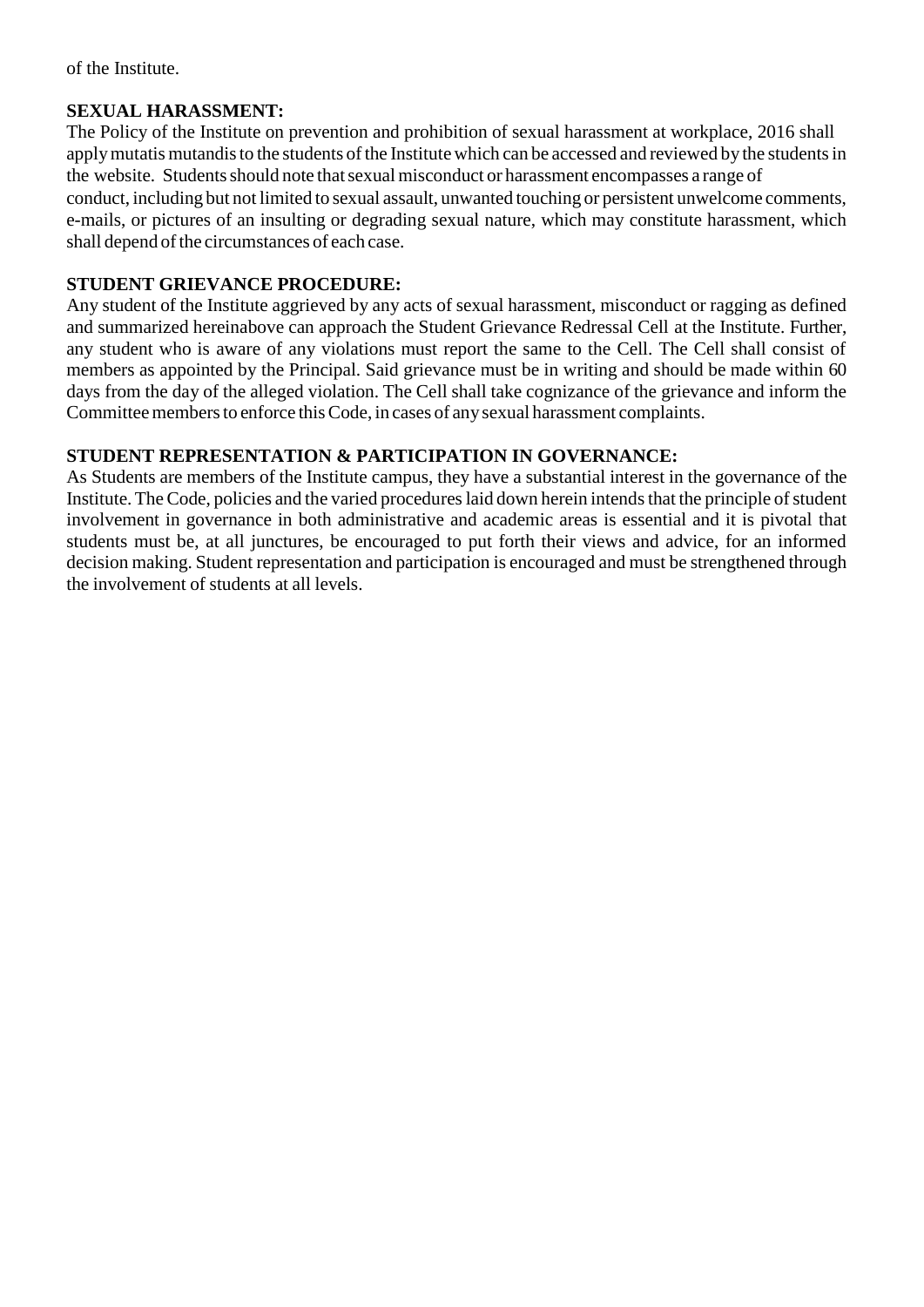of the Institute.

**SEXUAL HARASSMENT:**

The Policy of the Institute on prevention and prohibition of sexual harassment at workplace, 2016 shall apply mutatis mutandis to the students of the Institute which can be accessed and reviewed by the students in the website. Students should note that sexual misconduct or harassment encompasses a range of conduct, including but not limited to sexual assault, unwanted touching or persistent unwelcome comments, e-mails, or pictures of an insulting or degrading sexual nature, which may constitute harassment, which shall depend of the circumstances of each case.

**STUDENT GRIEVANCE PROCEDURE:**

Any student of the Institute aggrieved by any acts of sexual harassment, misconduct or ragging as defined and summarized hereinabove can approach the Student Grievance Redressal Cell at the Institute. Further, any student who is aware of any violations must report the same to the Cell. The Cell shall consist of members as appointed by the Principal. Said grievance must be in writing and should be made within 60 days from the day of the alleged violation. The Cell shall take cognizance of the grievance and inform the Committee members to enforce this Code, in cases of any sexual harassment complaints.

**STUDENT REPRESENTATION & PARTICIPATION IN GOVERNANCE:**

As Students are members of the Institute campus, they have a substantial interest in the governance of the Institute. The Code, policies and the varied procedures laid down herein intends that the principle of student involvement in governance in both administrative and academic areas is essential and it is pivotal that students must be, at all junctures, be encouraged to put forth their views and advice, for an informed decision making. Student representation and participation is encouraged and must be strengthened through the involvement of students at all levels.